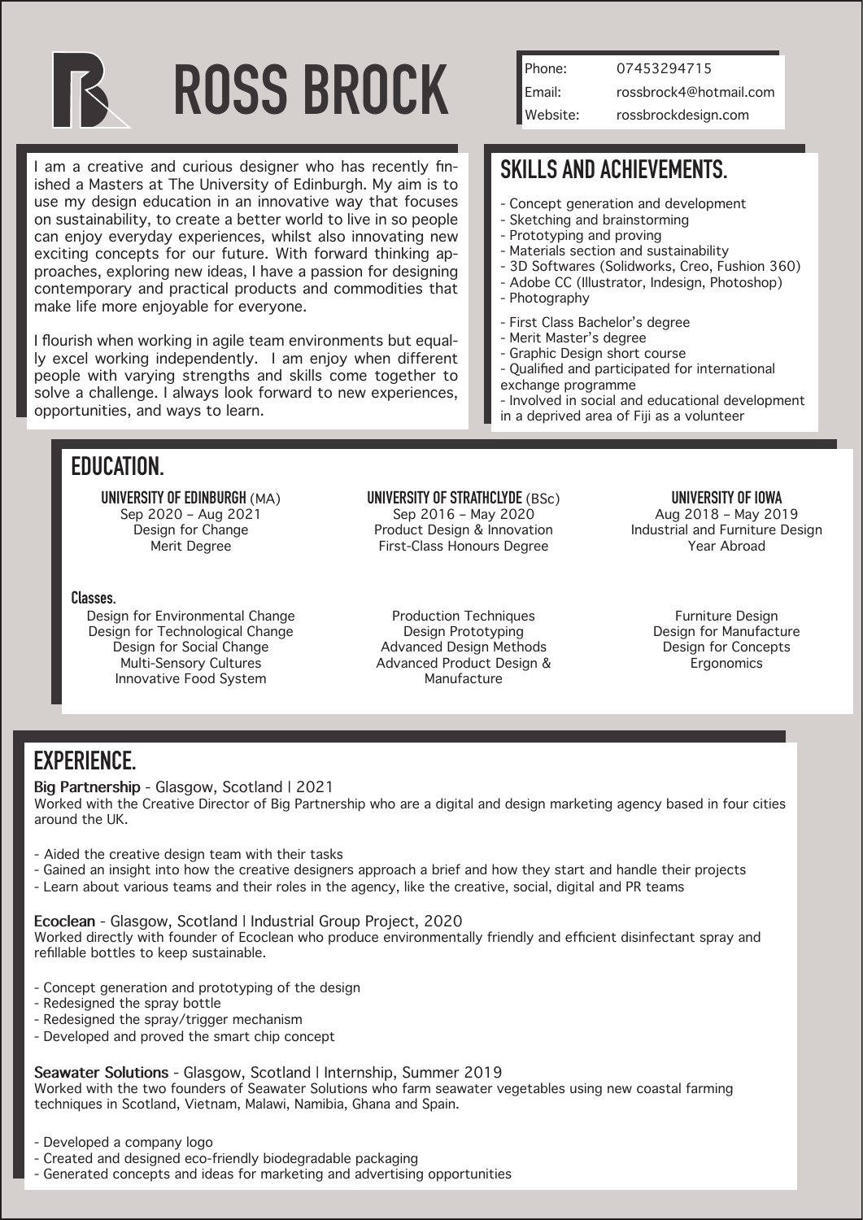# ROSS BROCK

| | |
|---|---|
| Phone: | 07453294715 |
| Email: | rossbrock4@hotmail.com |
| Website: | rossbrockdesign.com |

I am a creative and curious designer who has recently finished a Masters at The University of Edinburgh. My aim is to use my design education in an innovative way that focuses on sustainability, to create a better world to live in so people can enjoy everyday experiences, whilst also innovating new exciting concepts for our future. With forward thinking approaches, exploring new ideas, I have a passion for designing contemporary and practical products and commodities that make life more enjoyable for everyone.

I flourish when working in agile team environments but equally excel working independently. I am enjoy when different people with varying strengths and skills come together to solve a challenge. I always look forward to new experiences, opportunities, and ways to learn.

## SKILLS AND ACHIEVEMENTS.

- Concept generation and development
- Sketching and brainstorming
- Prototyping and proving
- Materials section and sustainability
- 3D Softwares (Solidworks, Creo, Fushion 360)
- Adobe CC (Illustrator, Indesign, Photoshop)
- Photography

- First Class Bachelor's degree
- Merit Master's degree
- Graphic Design short course
- Qualified and participated for international exchange programme
- Involved in social and educational development in a deprived area of Fiji as a volunteer

## EDUCATION.

**UNIVERSITY OF EDINBURGH** (MA)
Sep 2020 – Aug 2021
Design for Change
Merit Degree

**UNIVERSITY OF STRATHCLYDE** (BSc)
Sep 2016 – May 2020
Product Design & Innovation
First-Class Honours Degree

**UNIVERSITY OF IOWA**
Aug 2018 – May 2019
Industrial and Furniture Design
Year Abroad

### Classes.

University of Edinburgh:
- Design for Environmental Change
- Design for Technological Change
- Design for Social Change
- Multi-Sensory Cultures
- Innovative Food System

University of Strathclyde:
- Production Techniques
- Design Prototyping
- Advanced Design Methods
- Advanced Product Design & Manufacture

University of Iowa:
- Furniture Design
- Design for Manufacture
- Design for Concepts
- Ergonomics

## EXPERIENCE.

**Big Partnership** - Glasgow, Scotland | 2021
Worked with the Creative Director of Big Partnership who are a digital and design marketing agency based in four cities around the UK.

- Aided the creative design team with their tasks
- Gained an insight into how the creative designers approach a brief and how they start and handle their projects
- Learn about various teams and their roles in the agency, like the creative, social, digital and PR teams

**Ecoclean** - Glasgow, Scotland | Industrial Group Project, 2020
Worked directly with founder of Ecoclean who produce environmentally friendly and efficient disinfectant spray and refillable bottles to keep sustainable.

- Concept generation and prototyping of the design
- Redesigned the spray bottle
- Redesigned the spray/trigger mechanism
- Developed and proved the smart chip concept

**Seawater Solutions** - Glasgow, Scotland | Internship, Summer 2019
Worked with the two founders of Seawater Solutions who farm seawater vegetables using new coastal farming techniques in Scotland, Vietnam, Malawi, Namibia, Ghana and Spain.

- Developed a company logo
- Created and designed eco-friendly biodegradable packaging
- Generated concepts and ideas for marketing and advertising opportunities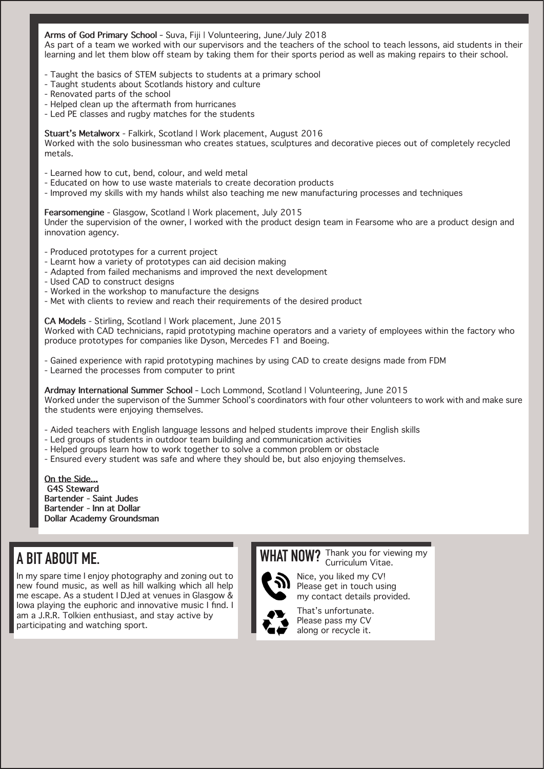**Arms of God Primary School** - Suva, Fiji | Volunteering, June/July 2018
As part of a team we worked with our supervisors and the teachers of the school to teach lessons, aid students in their learning and let them blow off steam by taking them for their sports period as well as making repairs to their school.

- Taught the basics of STEM subjects to students at a primary school
- Taught students about Scotlands history and culture
- Renovated parts of the school
- Helped clean up the aftermath from hurricanes
- Led PE classes and rugby matches for the students

**Stuart's Metalworx** - Falkirk, Scotland | Work placement, August 2016
Worked with the solo businessman who creates statues, sculptures and decorative pieces out of completely recycled metals.

- Learned how to cut, bend, colour, and weld metal
- Educated on how to use waste materials to create decoration products
- Improved my skills with my hands whilst also teaching me new manufacturing processes and techniques

**Fearsomengine** - Glasgow, Scotland | Work placement, July 2015
Under the supervision of the owner, I worked with the product design team in Fearsome who are a product design and innovation agency.

- Produced prototypes for a current project
- Learnt how a variety of prototypes can aid decision making
- Adapted from failed mechanisms and improved the next development
- Used CAD to construct designs
- Worked in the workshop to manufacture the designs
- Met with clients to review and reach their requirements of the desired product

**CA Models** - Stirling, Scotland | Work placement, June 2015
Worked with CAD technicians, rapid prototyping machine operators and a variety of employees within the factory who produce prototypes for companies like Dyson, Mercedes F1 and Boeing.

- Gained experience with rapid prototyping machines by using CAD to create designs made from FDM
- Learned the processes from computer to print

**Ardmay International Summer School** - Loch Lommond, Scotland | Volunteering, June 2015
Worked under the supervison of the Summer School's coordinators with four other volunteers to work with and make sure the students were enjoying themselves.

- Aided teachers with English language lessons and helped students improve their English skills
- Led groups of students in outdoor team building and communication activities
- Helped groups learn how to work together to solve a common problem or obstacle
- Ensured every student was safe and where they should be, but also enjoying themselves.

**On the Side...**
**G4S Steward**
**Bartender - Saint Judes**
**Bartender - Inn at Dollar**
**Dollar Academy Groundsman**

## A BIT ABOUT ME.

In my spare time I enjoy photography and zoning out to new found music, as well as hill walking which all help me escape. As a student I DJed at venues in Glasgow & Iowa playing the euphoric and innovative music I find. I am a J.R.R. Tolkien enthusiast, and stay active by participating and watching sport.

## WHAT NOW?

Thank you for viewing my Curriculum Vitae.

Nice, you liked my CV! Please get in touch using my contact details provided.

That's unfortunate. Please pass my CV along or recycle it.